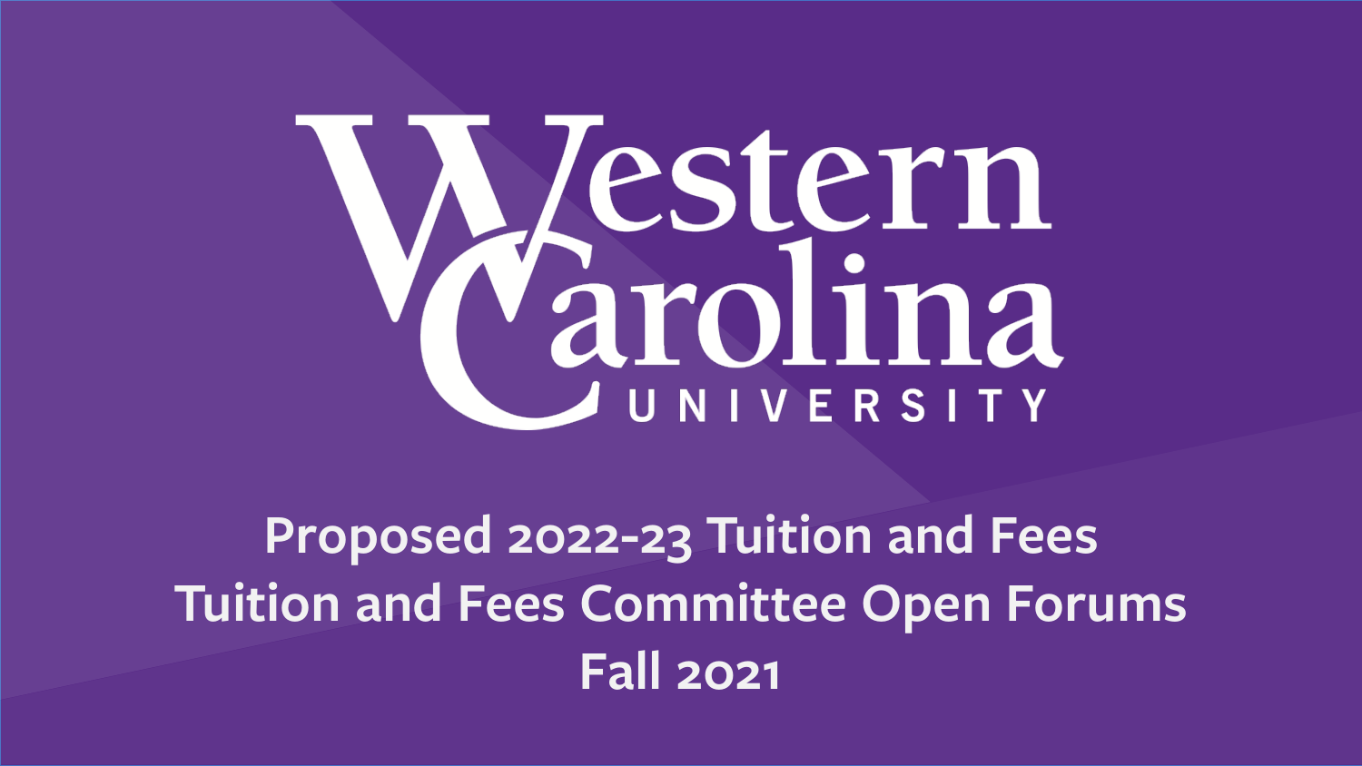# Western Carolina University

## Proposed 2022-23 Tuition and Fees
## Tuition and Fees Committee Open Forums
## Fall 2021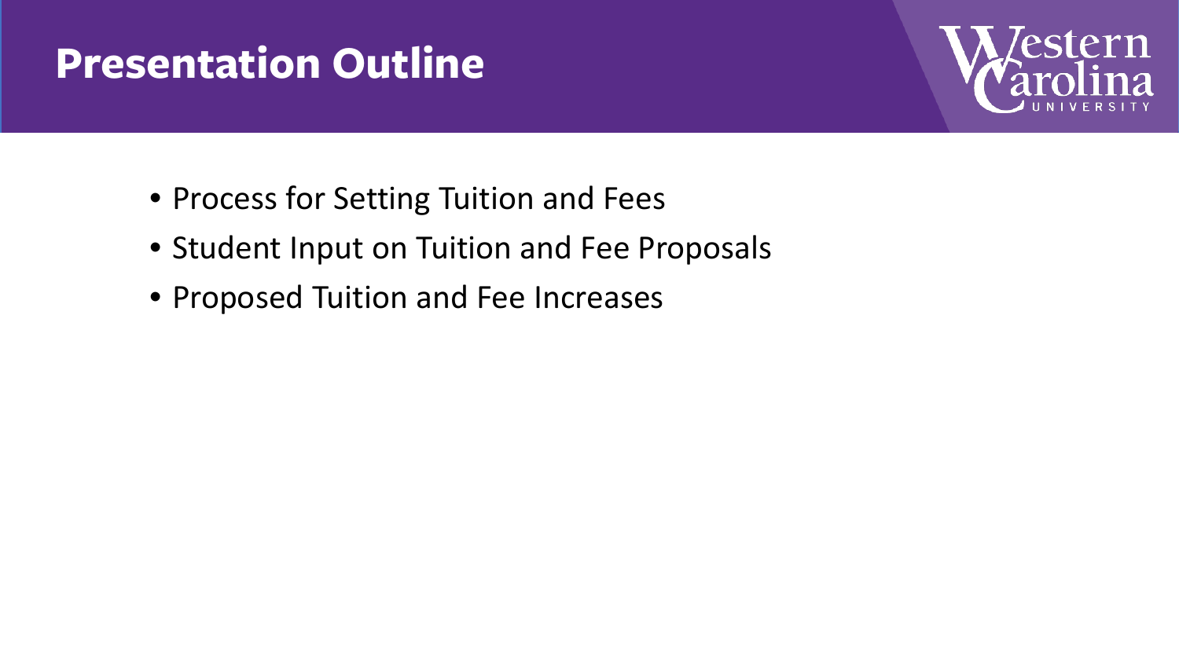# Presentation Outline

- Process for Setting Tuition and Fees
- Student Input on Tuition and Fee Proposals
- Proposed Tuition and Fee Increases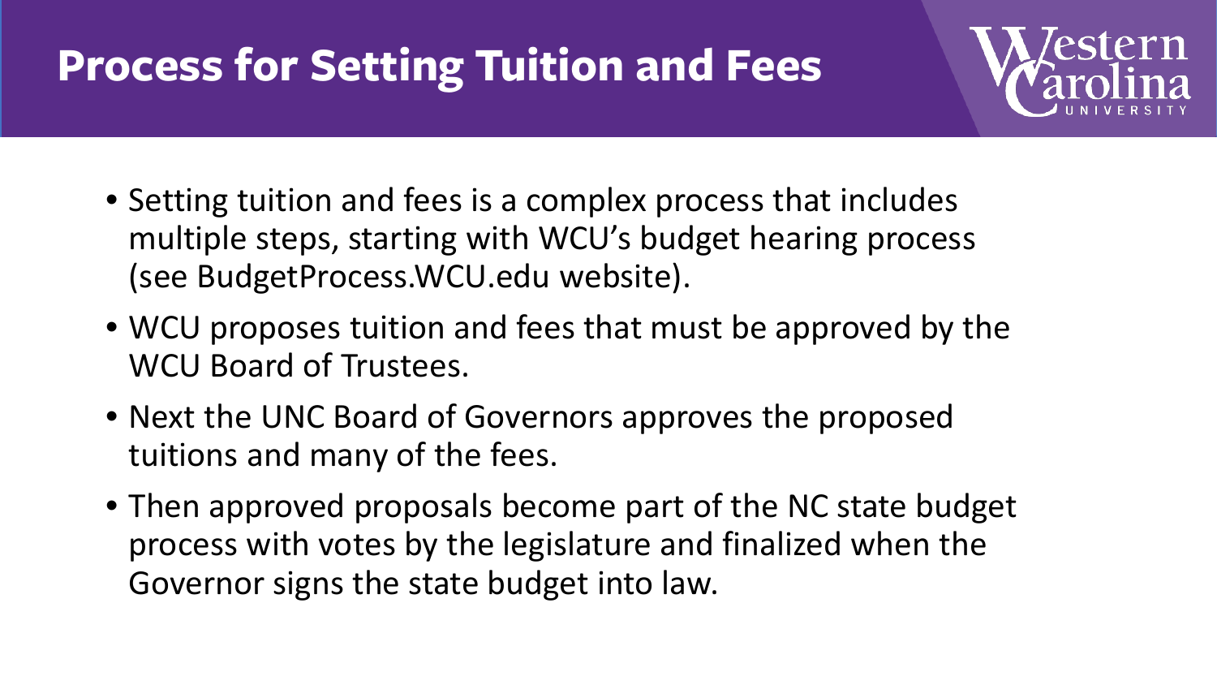# Process for Setting Tuition and Fees

- Setting tuition and fees is a complex process that includes multiple steps, starting with WCU's budget hearing process (see BudgetProcess.WCU.edu website).
- WCU proposes tuition and fees that must be approved by the WCU Board of Trustees.
- Next the UNC Board of Governors approves the proposed tuitions and many of the fees.
- Then approved proposals become part of the NC state budget process with votes by the legislature and finalized when the Governor signs the state budget into law.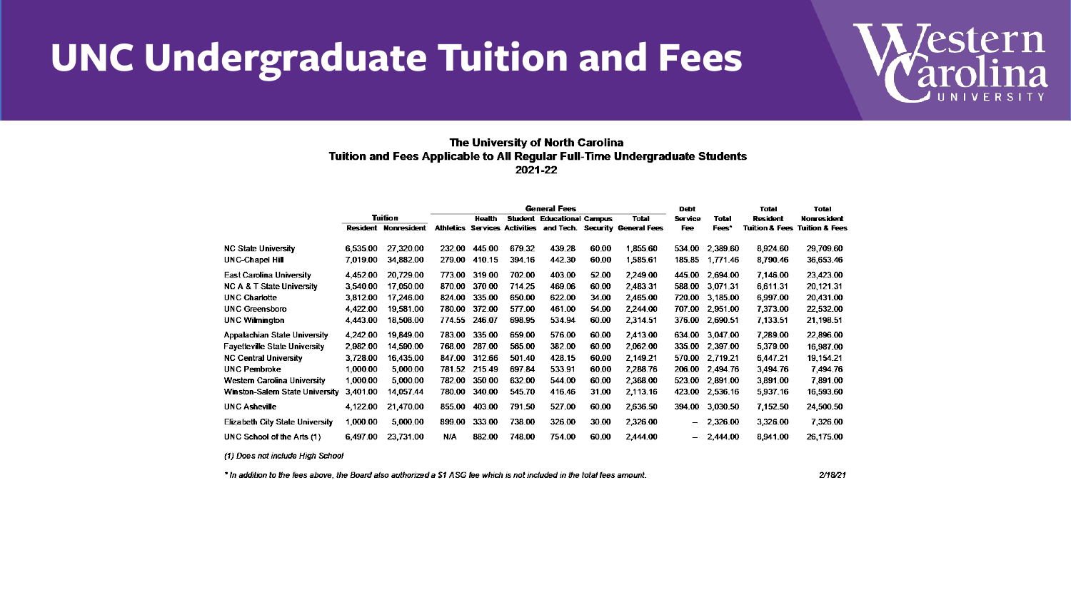# UNC Undergraduate Tuition and Fees

**The University of North Carolina**
**Tuition and Fees Applicable to All Regular Full-Time Undergraduate Students**
**2021-22**

| | Tuition | | General Fees | | | | | | Debt Service Fee | Total Fees* | Total Resident Tuition & Fees | Total Nonresident Tuition & Fees |
|---|---|---|---|---|---|---|---|---|---|---|---|---|
| | Resident | Nonresident | Athletics | Health Services | Student Activities | Educational and Tech. | Campus Security | Total General Fees | | | | |
| NC State University | 6,535.00 | 27,320.00 | 232.00 | 445.00 | 679.32 | 439.28 | 60.00 | 1,855.60 | 534.00 | 2,389.60 | 8,924.60 | 29,709.60 |
| UNC-Chapel Hill | 7,019.00 | 34,882.00 | 279.00 | 410.15 | 394.16 | 442.30 | 60.00 | 1,585.61 | 185.85 | 1,771.46 | 8,790.46 | 36,653.46 |
| East Carolina University | 4,452.00 | 20,729.00 | 773.00 | 319.00 | 702.00 | 403.00 | 52.00 | 2,249.00 | 445.00 | 2,694.00 | 7,146.00 | 23,423.00 |
| NC A & T State University | 3,540.00 | 17,050.00 | 870.00 | 370.00 | 714.25 | 469.06 | 60.00 | 2,483.31 | 588.00 | 3,071.31 | 6,611.31 | 20,121.31 |
| UNC Charlotte | 3,812.00 | 17,246.00 | 824.00 | 335.00 | 650.00 | 622.00 | 34.00 | 2,465.00 | 720.00 | 3,185.00 | 6,997.00 | 20,431.00 |
| UNC Greensboro | 4,422.00 | 19,581.00 | 780.00 | 372.00 | 577.00 | 461.00 | 54.00 | 2,244.00 | 707.00 | 2,951.00 | 7,373.00 | 22,532.00 |
| UNC Wilmington | 4,443.00 | 18,508.00 | 774.55 | 246.07 | 698.95 | 534.94 | 60.00 | 2,314.51 | 376.00 | 2,690.51 | 7,133.51 | 21,198.51 |
| Appalachian State University | 4,242.00 | 19,849.00 | 783.00 | 335.00 | 659.00 | 576.00 | 60.00 | 2,413.00 | 634.00 | 3,047.00 | 7,289.00 | 22,896.00 |
| Fayetteville State University | 2,982.00 | 14,590.00 | 768.00 | 287.00 | 565.00 | 382.00 | 60.00 | 2,062.00 | 335.00 | 2,397.00 | 5,379.00 | 16,987.00 |
| NC Central University | 3,728.00 | 16,435.00 | 847.00 | 312.66 | 501.40 | 428.15 | 60.00 | 2,149.21 | 570.00 | 2,719.21 | 6,447.21 | 19,154.21 |
| UNC Pembroke | 1,000.00 | 5,000.00 | 781.52 | 215.49 | 697.84 | 533.91 | 60.00 | 2,288.76 | 206.00 | 2,494.76 | 3,494.76 | 7,494.76 |
| Western Carolina University | 1,000.00 | 5,000.00 | 782.00 | 350.00 | 632.00 | 544.00 | 60.00 | 2,368.00 | 523.00 | 2,891.00 | 3,891.00 | 7,891.00 |
| Winston-Salem State University | 3,401.00 | 14,057.44 | 780.00 | 340.00 | 545.70 | 416.46 | 31.00 | 2,113.16 | 423.00 | 2,536.16 | 5,937.16 | 16,593.60 |
| UNC Asheville | 4,122.00 | 21,470.00 | 855.00 | 403.00 | 791.50 | 527.00 | 60.00 | 2,636.50 | 394.00 | 3,030.50 | 7,152.50 | 24,500.50 |
| Elizabeth City State University | 1,000.00 | 5,000.00 | 899.00 | 333.00 | 738.00 | 326.00 | 30.00 | 2,326.00 | – | 2,326.00 | 3,326.00 | 7,326.00 |
| UNC School of the Arts (1) | 6,497.00 | 23,731.00 | N/A | 882.00 | 748.00 | 754.00 | 60.00 | 2,444.00 | – | 2,444.00 | 8,941.00 | 26,175.00 |

*(1) Does not include High School*

*\* In addition to the fees above, the Board also authorized a $1 ASG fee which is not included in the total fees amount.*

2/18/21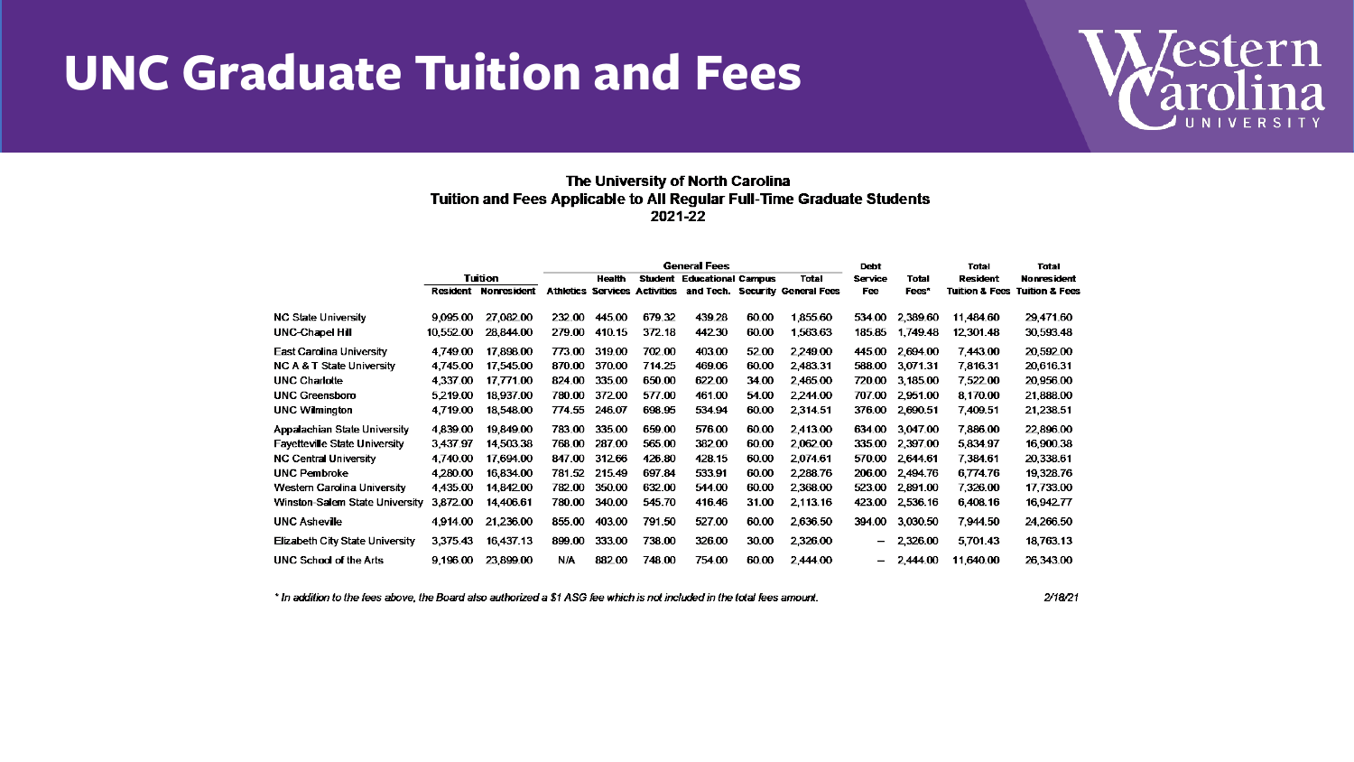# UNC Graduate Tuition and Fees

**The University of North Carolina**
**Tuition and Fees Applicable to All Regular Full-Time Graduate Students**
**2021-22**

| | Tuition | | General Fees | | | | | | Debt | | Total | Total |
|---|---|---|---|---|---|---|---|---|---|---|---|---|
| | Resident | Nonresident | Athletics | Health Services | Student Activities | Educational and Tech. | Campus Security | Total General Fees | Service Fee | Total Fees* | Resident Tuition & Fees | Nonresident Tuition & Fees |
| NC State University | 9,095.00 | 27,082.00 | 232.00 | 445.00 | 679.32 | 439.28 | 60.00 | 1,855.60 | 534.00 | 2,389.60 | 11,484.60 | 29,471.60 |
| UNC-Chapel Hill | 10,552.00 | 28,844.00 | 279.00 | 410.15 | 372.18 | 442.30 | 60.00 | 1,563.63 | 185.85 | 1,749.48 | 12,301.48 | 30,593.48 |
| East Carolina University | 4,749.00 | 17,898.00 | 773.00 | 319.00 | 702.00 | 403.00 | 52.00 | 2,249.00 | 445.00 | 2,694.00 | 7,443.00 | 20,592.00 |
| NC A & T State University | 4,745.00 | 17,545.00 | 870.00 | 370.00 | 714.25 | 469.06 | 60.00 | 2,483.31 | 588.00 | 3,071.31 | 7,816.31 | 20,616.31 |
| UNC Charlotte | 4,337.00 | 17,771.00 | 824.00 | 335.00 | 650.00 | 622.00 | 34.00 | 2,465.00 | 720.00 | 3,185.00 | 7,522.00 | 20,956.00 |
| UNC Greensboro | 5,219.00 | 18,937.00 | 780.00 | 372.00 | 577.00 | 461.00 | 54.00 | 2,244.00 | 707.00 | 2,951.00 | 8,170.00 | 21,888.00 |
| UNC Wilmington | 4,719.00 | 18,548.00 | 774.55 | 246.07 | 698.95 | 534.94 | 60.00 | 2,314.51 | 376.00 | 2,690.51 | 7,409.51 | 21,238.51 |
| Appalachian State University | 4,839.00 | 19,849.00 | 783.00 | 335.00 | 659.00 | 576.00 | 60.00 | 2,413.00 | 634.00 | 3,047.00 | 7,886.00 | 22,896.00 |
| Fayetteville State University | 3,437.97 | 14,503.38 | 768.00 | 287.00 | 565.00 | 382.00 | 60.00 | 2,062.00 | 335.00 | 2,397.00 | 5,834.97 | 16,900.38 |
| NC Central University | 4,740.00 | 17,694.00 | 847.00 | 312.66 | 426.80 | 428.15 | 60.00 | 2,074.61 | 570.00 | 2,644.61 | 7,384.61 | 20,338.61 |
| UNC Pembroke | 4,280.00 | 16,834.00 | 781.52 | 215.49 | 697.84 | 533.91 | 60.00 | 2,288.76 | 206.00 | 2,494.76 | 6,774.76 | 19,328.76 |
| Western Carolina University | 4,435.00 | 14,842.00 | 782.00 | 350.00 | 632.00 | 544.00 | 60.00 | 2,368.00 | 523.00 | 2,891.00 | 7,326.00 | 17,733.00 |
| Winston-Salem State University | 3,872.00 | 14,406.61 | 780.00 | 340.00 | 545.70 | 416.46 | 31.00 | 2,113.16 | 423.00 | 2,536.16 | 6,408.16 | 16,942.77 |
| UNC Asheville | 4,914.00 | 21,236.00 | 855.00 | 403.00 | 791.50 | 527.00 | 60.00 | 2,636.50 | 394.00 | 3,030.50 | 7,944.50 | 24,266.50 |
| Elizabeth City State University | 3,375.43 | 16,437.13 | 899.00 | 333.00 | 738.00 | 326.00 | 30.00 | 2,326.00 | – | 2,326.00 | 5,701.43 | 18,763.13 |
| UNC School of the Arts | 9,196.00 | 23,899.00 | N/A | 882.00 | 748.00 | 754.00 | 60.00 | 2,444.00 | – | 2,444.00 | 11,640.00 | 26,343.00 |

*\* In addition to the fees above, the Board also authorized a $1 ASG fee which is not included in the total fees amount.*

*2/18/21*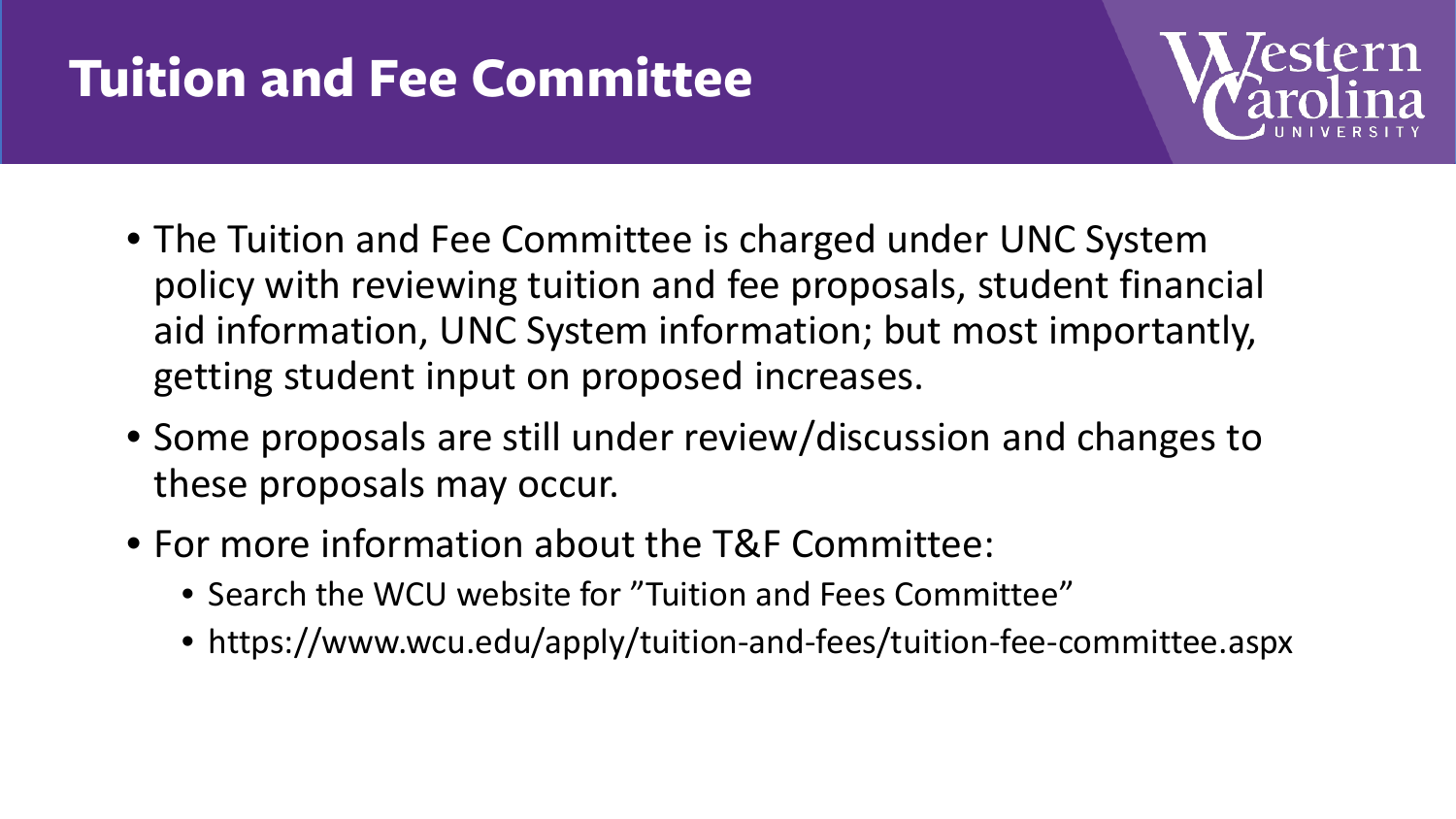# Tuition and Fee Committee

- The Tuition and Fee Committee is charged under UNC System policy with reviewing tuition and fee proposals, student financial aid information, UNC System information; but most importantly, getting student input on proposed increases.
- Some proposals are still under review/discussion and changes to these proposals may occur.
- For more information about the T&F Committee:
  - Search the WCU website for "Tuition and Fees Committee"
  - https://www.wcu.edu/apply/tuition-and-fees/tuition-fee-committee.aspx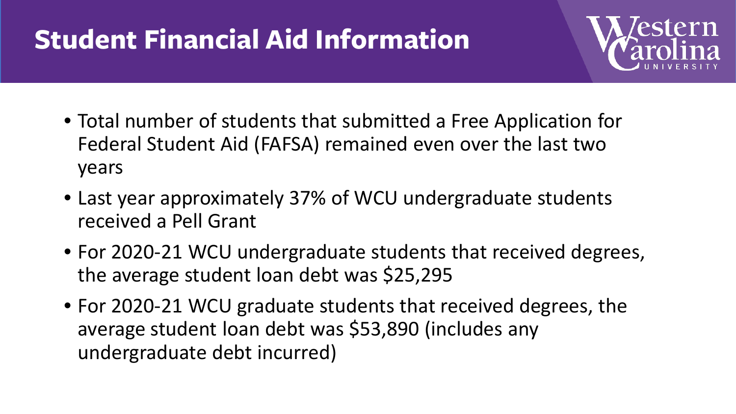# Student Financial Aid Information

- Total number of students that submitted a Free Application for Federal Student Aid (FAFSA) remained even over the last two years
- Last year approximately 37% of WCU undergraduate students received a Pell Grant
- For 2020-21 WCU undergraduate students that received degrees, the average student loan debt was $25,295
- For 2020-21 WCU graduate students that received degrees, the average student loan debt was $53,890 (includes any undergraduate debt incurred)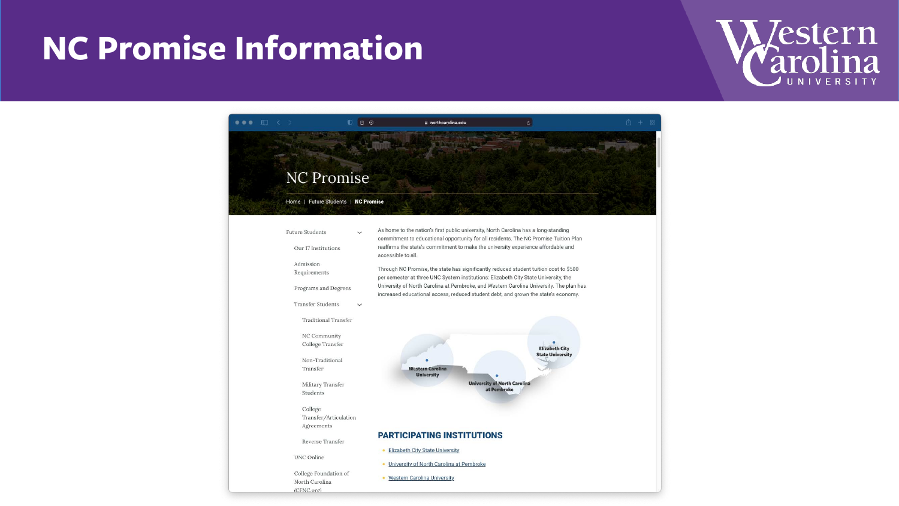# NC Promise Information

## NC Promise

Home | Future Students | NC Promise

- Future Students
  - Our 17 Institutions
  - Admission Requirements
  - Programs and Degrees
  - Transfer Students
    - Traditional Transfer
    - NC Community College Transfer
    - Non-Traditional Transfer
    - Military Transfer Students
    - College Transfer/Articulation Agreements
    - Reverse Transfer
  - UNC Online
  - College Foundation of North Carolina (CFNC.org)

As home to the nation's first public university, North Carolina has a long-standing commitment to educational opportunity for all residents. The NC Promise Tuition Plan reaffirms the state's commitment to make the university experience affordable and accessible to all.

Through NC Promise, the state has significantly reduced student tuition cost to $500 per semester at three UNC System institutions: Elizabeth City State University, the University of North Carolina at Pembroke, and Western Carolina University. The plan has increased educational access, reduced student debt, and grown the state's economy.

Western Carolina University

University of North Carolina at Pembroke

Elizabeth City State University

### PARTICIPATING INSTITUTIONS

- Elizabeth City State University
- University of North Carolina at Pembroke
- Western Carolina University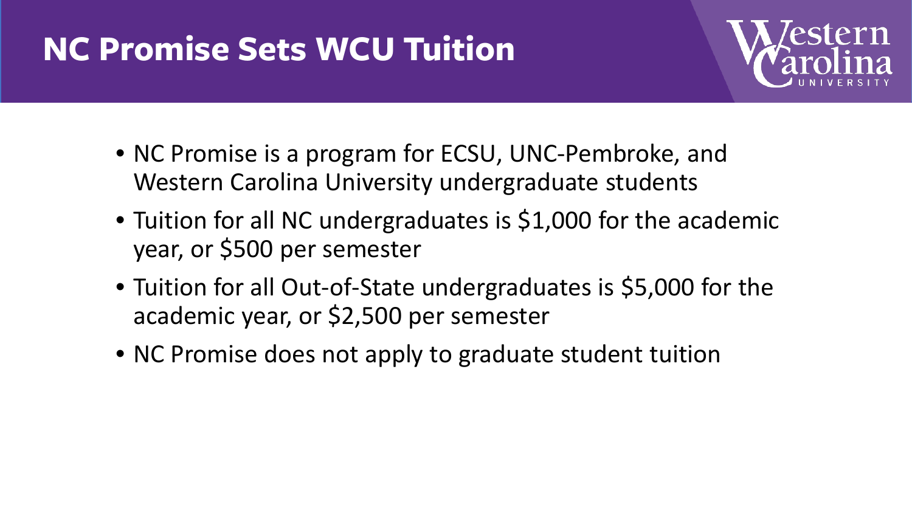# NC Promise Sets WCU Tuition

- NC Promise is a program for ECSU, UNC-Pembroke, and Western Carolina University undergraduate students
- Tuition for all NC undergraduates is $1,000 for the academic year, or $500 per semester
- Tuition for all Out-of-State undergraduates is $5,000 for the academic year, or $2,500 per semester
- NC Promise does not apply to graduate student tuition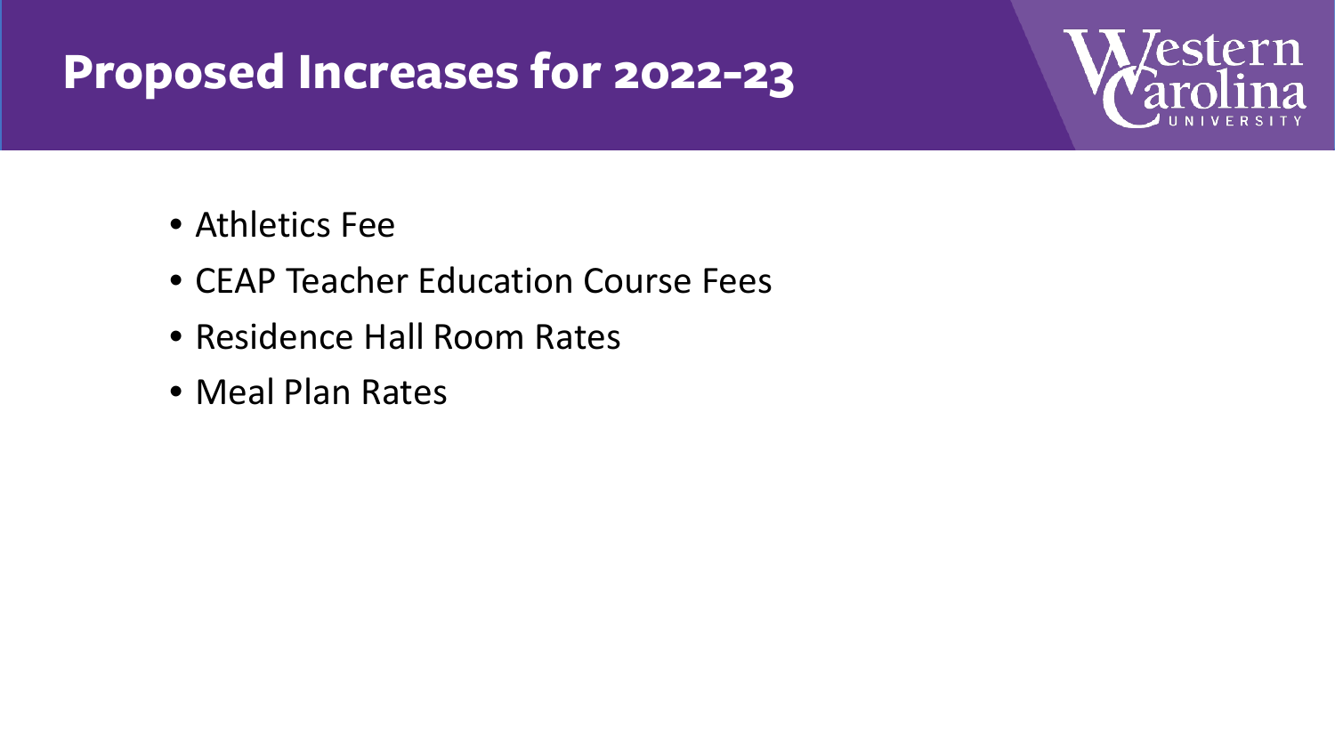# Proposed Increases for 2022-23

- Athletics Fee
- CEAP Teacher Education Course Fees
- Residence Hall Room Rates
- Meal Plan Rates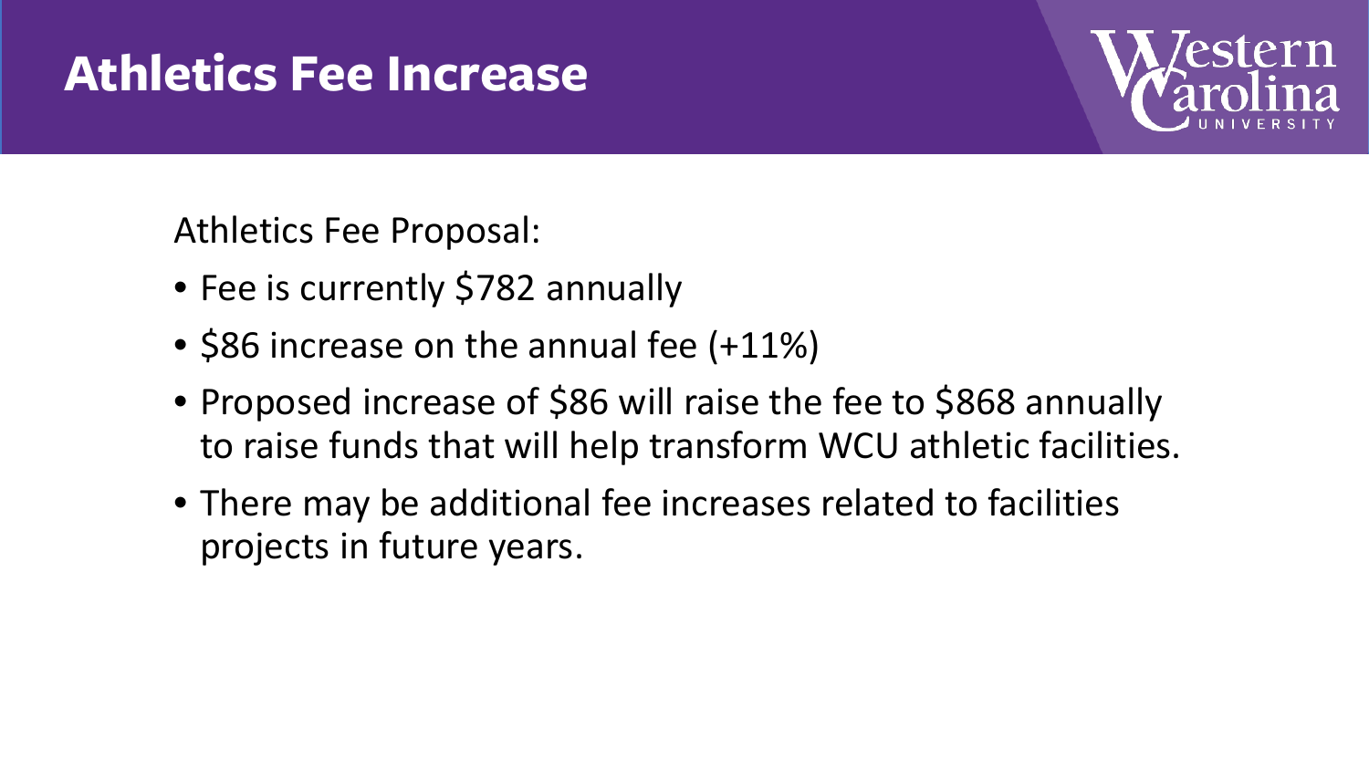# Athletics Fee Increase

Athletics Fee Proposal:

- Fee is currently $782 annually
- $86 increase on the annual fee (+11%)
- Proposed increase of $86 will raise the fee to $868 annually to raise funds that will help transform WCU athletic facilities.
- There may be additional fee increases related to facilities projects in future years.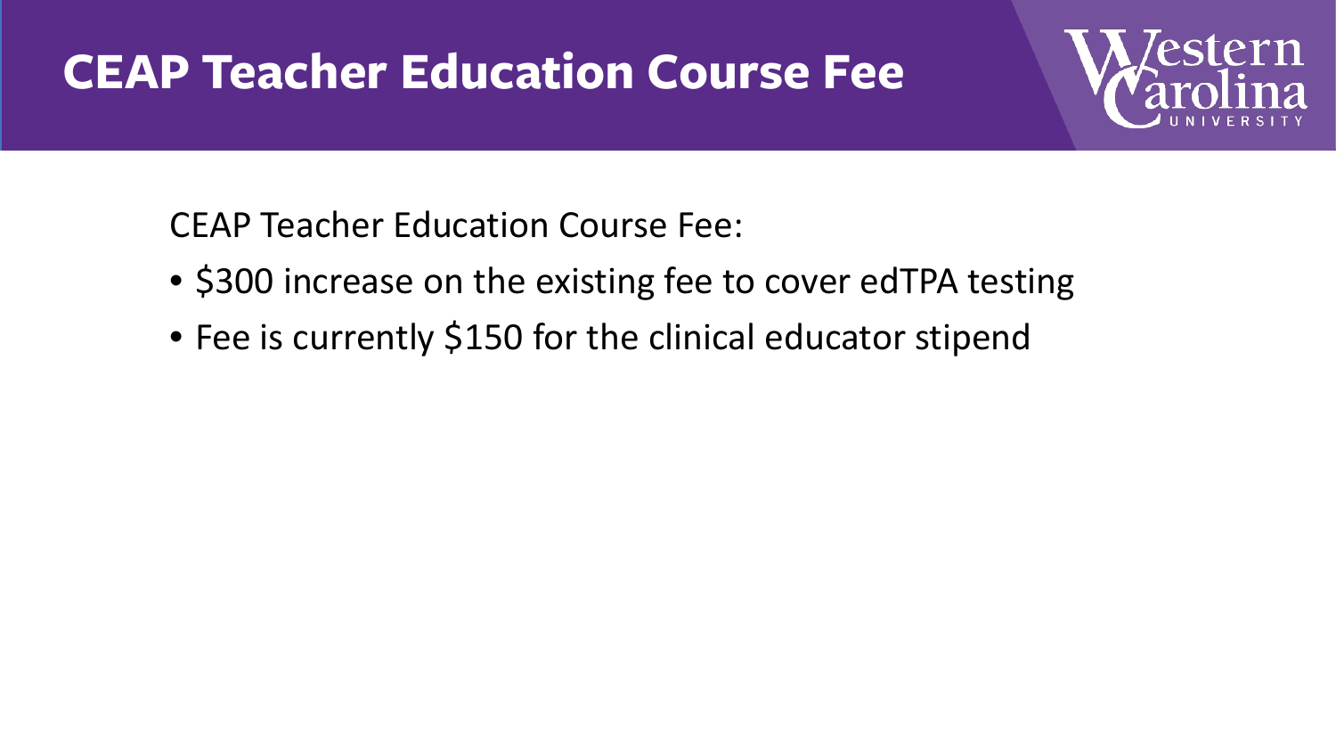# CEAP Teacher Education Course Fee

CEAP Teacher Education Course Fee:

- $300 increase on the existing fee to cover edTPA testing
- Fee is currently $150 for the clinical educator stipend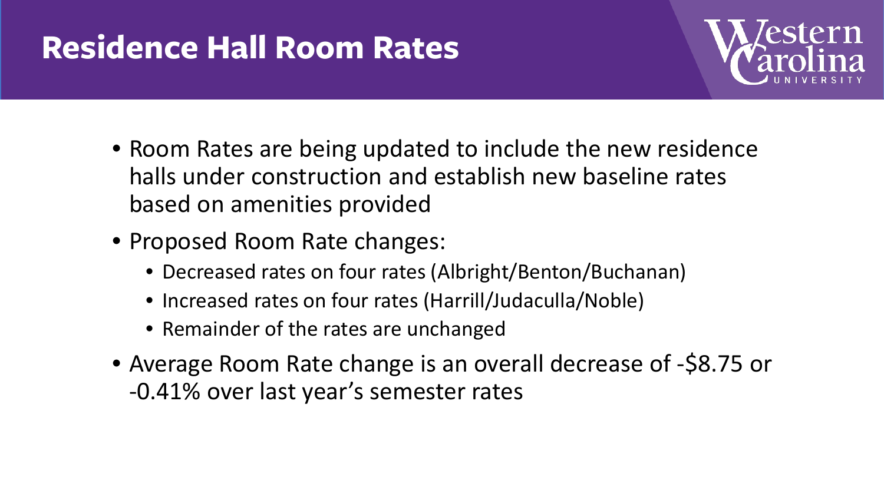# Residence Hall Room Rates

- Room Rates are being updated to include the new residence halls under construction and establish new baseline rates based on amenities provided
- Proposed Room Rate changes:
  - Decreased rates on four rates (Albright/Benton/Buchanan)
  - Increased rates on four rates (Harrill/Judaculla/Noble)
  - Remainder of the rates are unchanged
- Average Room Rate change is an overall decrease of -$8.75 or -0.41% over last year's semester rates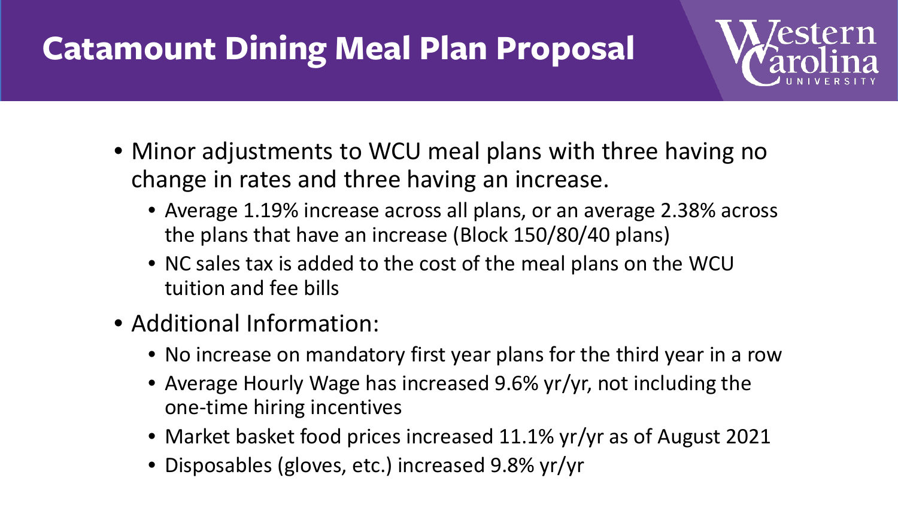# Catamount Dining Meal Plan Proposal

- Minor adjustments to WCU meal plans with three having no change in rates and three having an increase.
  - Average 1.19% increase across all plans, or an average 2.38% across the plans that have an increase (Block 150/80/40 plans)
  - NC sales tax is added to the cost of the meal plans on the WCU tuition and fee bills
- Additional Information:
  - No increase on mandatory first year plans for the third year in a row
  - Average Hourly Wage has increased 9.6% yr/yr, not including the one-time hiring incentives
  - Market basket food prices increased 11.1% yr/yr as of August 2021
  - Disposables (gloves, etc.) increased 9.8% yr/yr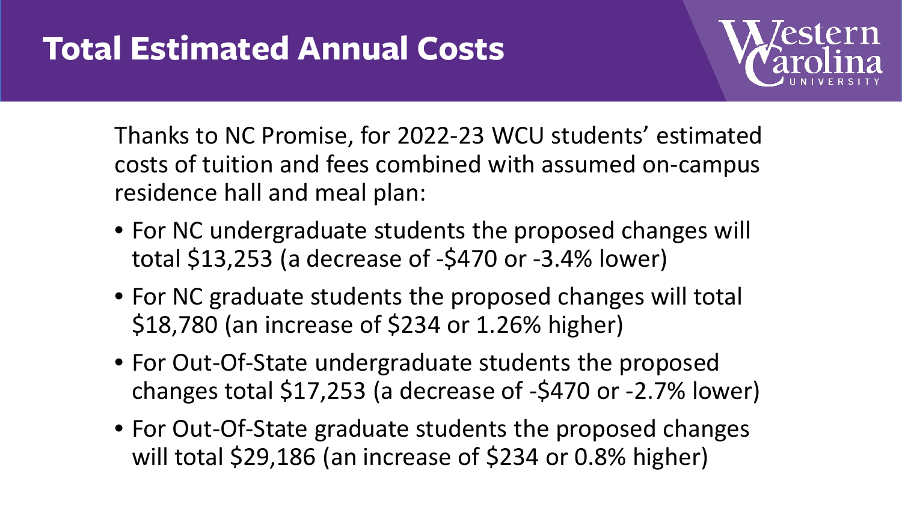# Total Estimated Annual Costs

Thanks to NC Promise, for 2022-23 WCU students' estimated costs of tuition and fees combined with assumed on-campus residence hall and meal plan:

- For NC undergraduate students the proposed changes will total $13,253 (a decrease of -$470 or -3.4% lower)
- For NC graduate students the proposed changes will total $18,780 (an increase of $234 or 1.26% higher)
- For Out-Of-State undergraduate students the proposed changes total $17,253 (a decrease of -$470 or -2.7% lower)
- For Out-Of-State graduate students the proposed changes will total $29,186 (an increase of $234 or 0.8% higher)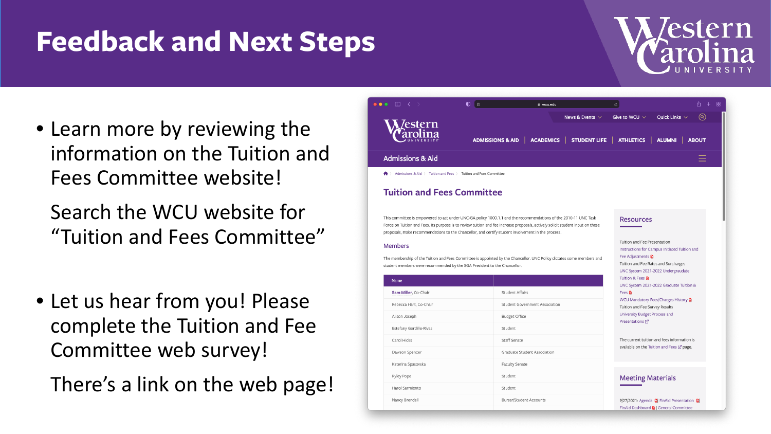# Feedback and Next Steps

- Learn more by reviewing the information on the Tuition and Fees Committee website!

  Search the WCU website for "Tuition and Fees Committee"

- Let us hear from you! Please complete the Tuition and Fee Committee web survey!

  There's a link on the web page!